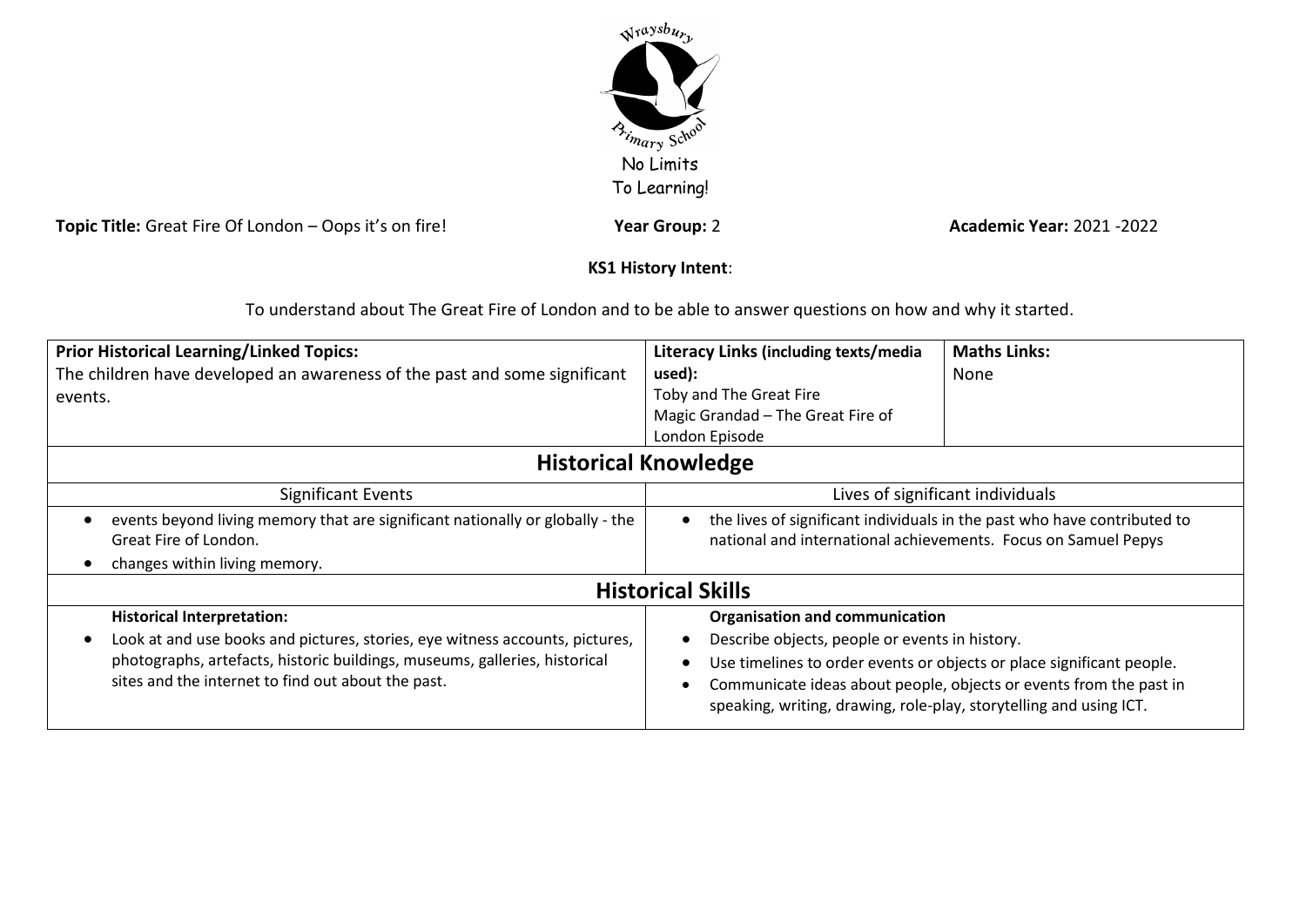Wraysbury Primary School

No Limits To Learning!

**Topic Title:** Great Fire Of London – Oops it's on fire! **Year Group:** 2 **Academic Year:** 2021 -2022

**KS1 History Intent**:

To understand about The Great Fire of London and to be able to answer questions on how and why it started.

| **Prior Historical Learning/Linked Topics:** The children have developed an awareness of the past and some significant events. | **Literacy Links (including texts/media used):** Toby and The Great Fire; Magic Grandad – The Great Fire of London Episode | **Maths Links:** None |
|---|---|---|

## Historical Knowledge

| Significant Events | Lives of significant individuals |
|---|---|
| • events beyond living memory that are significant nationally or globally - the Great Fire of London.<br>• changes within living memory. | • the lives of significant individuals in the past who have contributed to national and international achievements. Focus on Samuel Pepys |

## Historical Skills

| **Historical Interpretation:** | **Organisation and communication** |
|---|---|
| • Look at and use books and pictures, stories, eye witness accounts, pictures, photographs, artefacts, historic buildings, museums, galleries, historical sites and the internet to find out about the past. | • Describe objects, people or events in history.<br>• Use timelines to order events or objects or place significant people.<br>• Communicate ideas about people, objects or events from the past in speaking, writing, drawing, role-play, storytelling and using ICT. |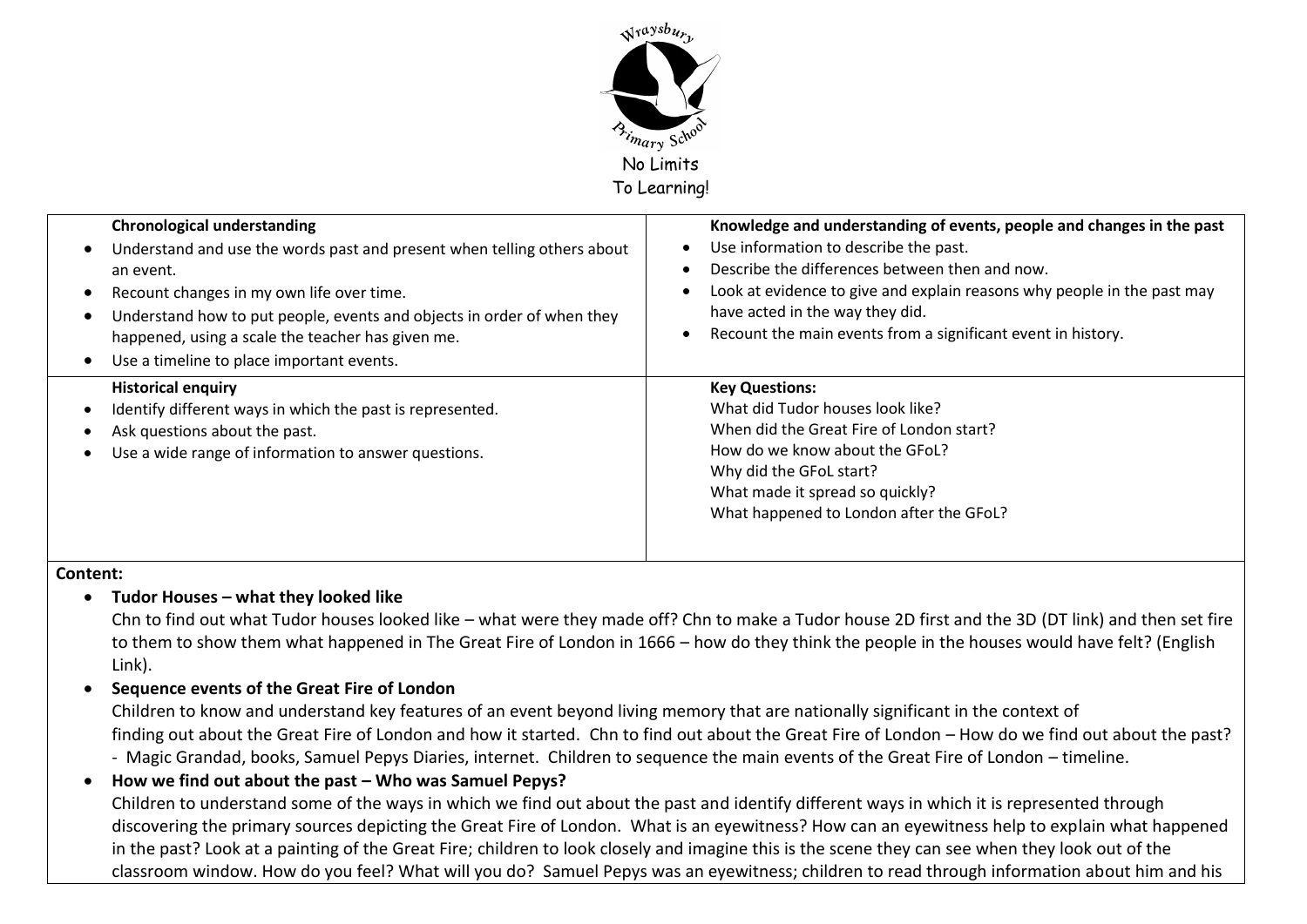Wraysbury Primary School

No Limits To Learning!

| **Chronological understanding** | **Knowledge and understanding of events, people and changes in the past** |
| --- | --- |
| • Understand and use the words past and present when telling others about an event.<br>• Recount changes in my own life over time.<br>• Understand how to put people, events and objects in order of when they happened, using a scale the teacher has given me.<br>• Use a timeline to place important events. | • Use information to describe the past.<br>• Describe the differences between then and now.<br>• Look at evidence to give and explain reasons why people in the past may have acted in the way they did.<br>• Recount the main events from a significant event in history. |
| **Historical enquiry**<br>• Identify different ways in which the past is represented.<br>• Ask questions about the past.<br>• Use a wide range of information to answer questions. | **Key Questions:**<br>What did Tudor houses look like?<br>When did the Great Fire of London start?<br>How do we know about the GFoL?<br>Why did the GFoL start?<br>What made it spread so quickly?<br>What happened to London after the GFoL? |

**Content:**

- **Tudor Houses – what they looked like**
  Chn to find out what Tudor houses looked like – what were they made off? Chn to make a Tudor house 2D first and the 3D (DT link) and then set fire to them to show them what happened in The Great Fire of London in 1666 – how do they think the people in the houses would have felt? (English Link).
- **Sequence events of the Great Fire of London**
  Children to know and understand key features of an event beyond living memory that are nationally significant in the context of finding out about the Great Fire of London and how it started. Chn to find out about the Great Fire of London – How do we find out about the past? - Magic Grandad, books, Samuel Pepys Diaries, internet. Children to sequence the main events of the Great Fire of London – timeline.
- **How we find out about the past – Who was Samuel Pepys?**
  Children to understand some of the ways in which we find out about the past and identify different ways in which it is represented through discovering the primary sources depicting the Great Fire of London. What is an eyewitness? How can an eyewitness help to explain what happened in the past? Look at a painting of the Great Fire; children to look closely and imagine this is the scene they can see when they look out of the classroom window. How do you feel? What will you do? Samuel Pepys was an eyewitness; children to read through information about him and his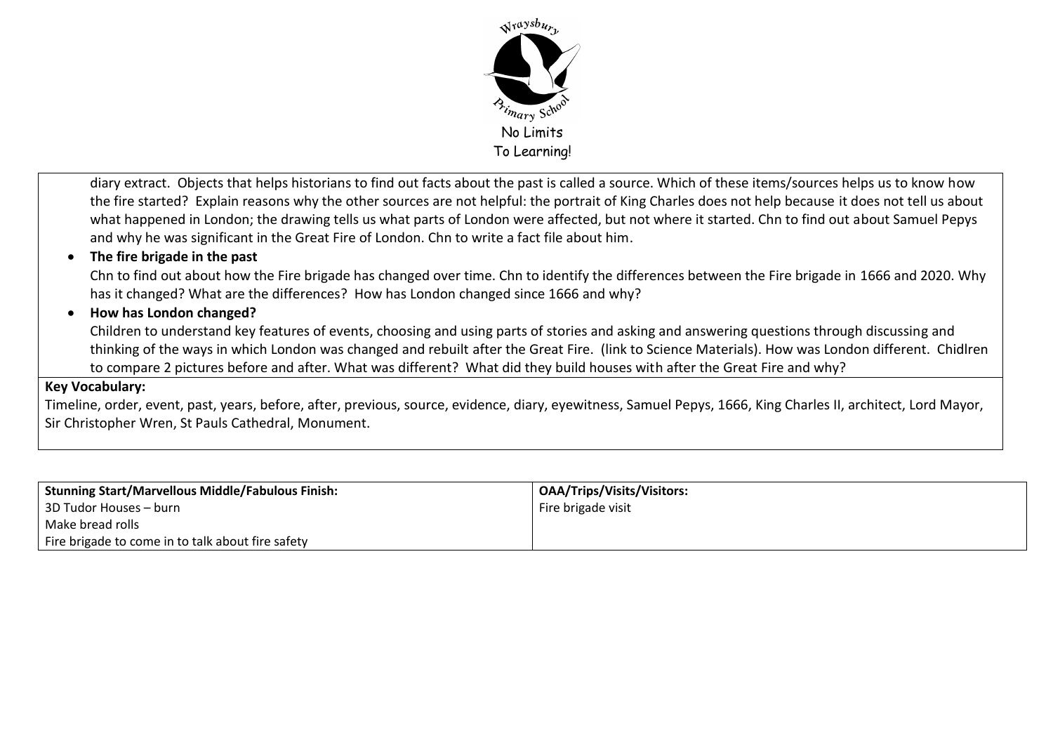diary extract. Objects that helps historians to find out facts about the past is called a source. Which of these items/sources helps us to know how the fire started? Explain reasons why the other sources are not helpful: the portrait of King Charles does not help because it does not tell us about what happened in London; the drawing tells us what parts of London were affected, but not where it started. Chn to find out about Samuel Pepys and why he was significant in the Great Fire of London. Chn to write a fact file about him.

- **The fire brigade in the past**
  Chn to find out about how the Fire brigade has changed over time. Chn to identify the differences between the Fire brigade in 1666 and 2020. Why has it changed? What are the differences? How has London changed since 1666 and why?
- **How has London changed?**
  Children to understand key features of events, choosing and using parts of stories and asking and answering questions through discussing and thinking of the ways in which London was changed and rebuilt after the Great Fire. (link to Science Materials). How was London different. Chidlren to compare 2 pictures before and after. What was different? What did they build houses with after the Great Fire and why?

**Key Vocabulary:**

Timeline, order, event, past, years, before, after, previous, source, evidence, diary, eyewitness, Samuel Pepys, 1666, King Charles II, architect, Lord Mayor, Sir Christopher Wren, St Pauls Cathedral, Monument.

| **Stunning Start/Marvellous Middle/Fabulous Finish:** | **OAA/Trips/Visits/Visitors:** |
| --- | --- |
| 3D Tudor Houses – burn<br>Make bread rolls<br>Fire brigade to come in to talk about fire safety | Fire brigade visit |